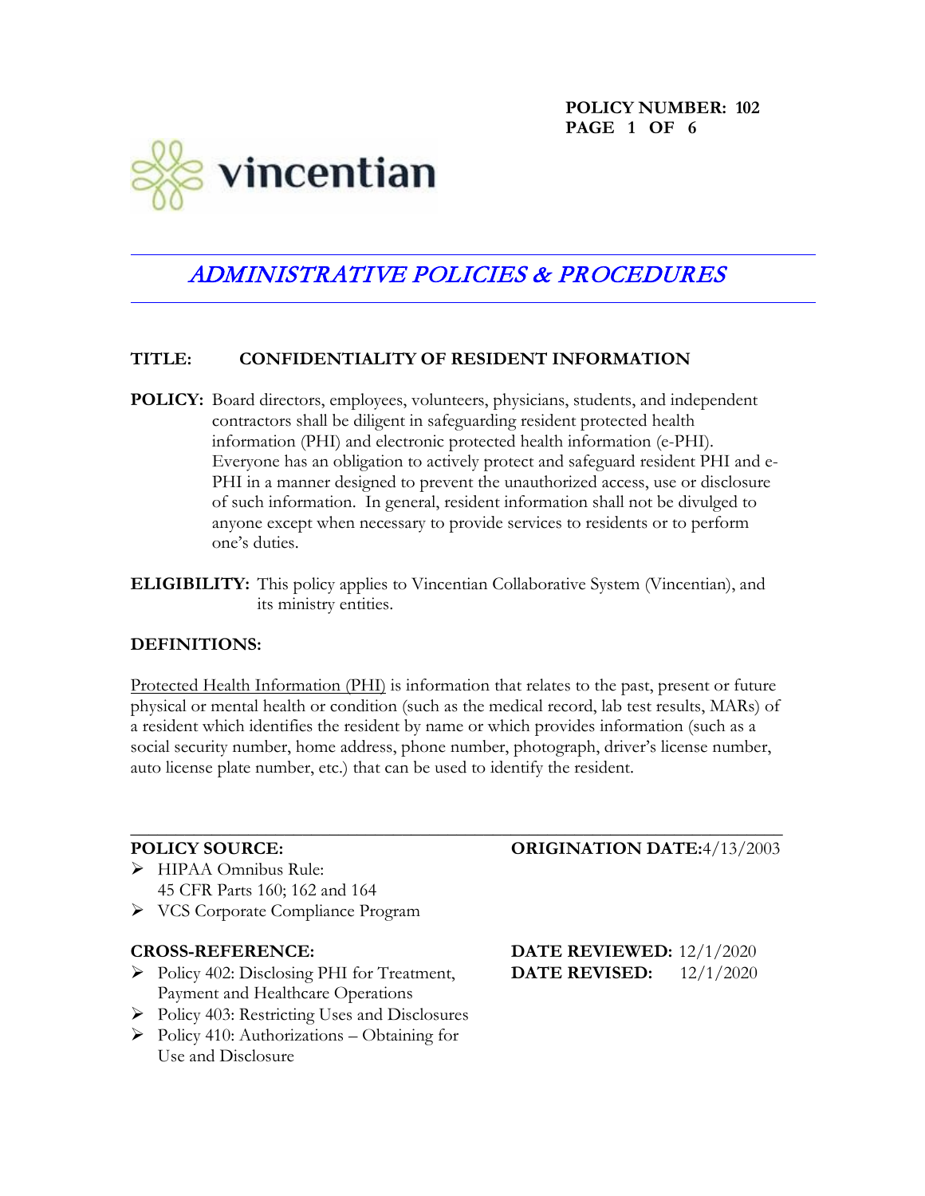POLICY NUMBER: 102

vincentian

# *ADMINISTRATIVE POLICIES & PROCEDURES*

**TITLE:** **CONFIDENTIALITY OF RESIDENT INFORMATION**

**POLICY:** Board directors, employees, volunteers, physicians, students, and independent contractors shall be diligent in safeguarding resident protected health information (PHI) and electronic protected health information (e-PHI). Everyone has an obligation to actively protect and safeguard resident PHI and e-PHI in a manner designed to prevent the unauthorized access, use or disclosure of such information. In general, resident information shall not be divulged to anyone except when necessary to provide services to residents or to perform one's duties.

**ELIGIBILITY:** This policy applies to Vincentian Collaborative System (Vincentian), and its ministry entities.

**DEFINITIONS:**

Protected Health Information (PHI) is information that relates to the past, present or future physical or mental health or condition (such as the medical record, lab test results, MARs) of a resident which identifies the resident by name or which provides information (such as a social security number, home address, phone number, photograph, driver's license number, auto license plate number, etc.) that can be used to identify the resident.

---

**POLICY SOURCE:**

- HIPAA Omnibus Rule: 45 CFR Parts 160; 162 and 164
- VCS Corporate Compliance Program

**ORIGINATION DATE:** 4/13/2003

**CROSS-REFERENCE:**

- Policy 402: Disclosing PHI for Treatment, Payment and Healthcare Operations
- Policy 403: Restricting Uses and Disclosures
- Policy 410: Authorizations – Obtaining for Use and Disclosure

**DATE REVIEWED:** 12/1/2020
**DATE REVISED:** 12/1/2020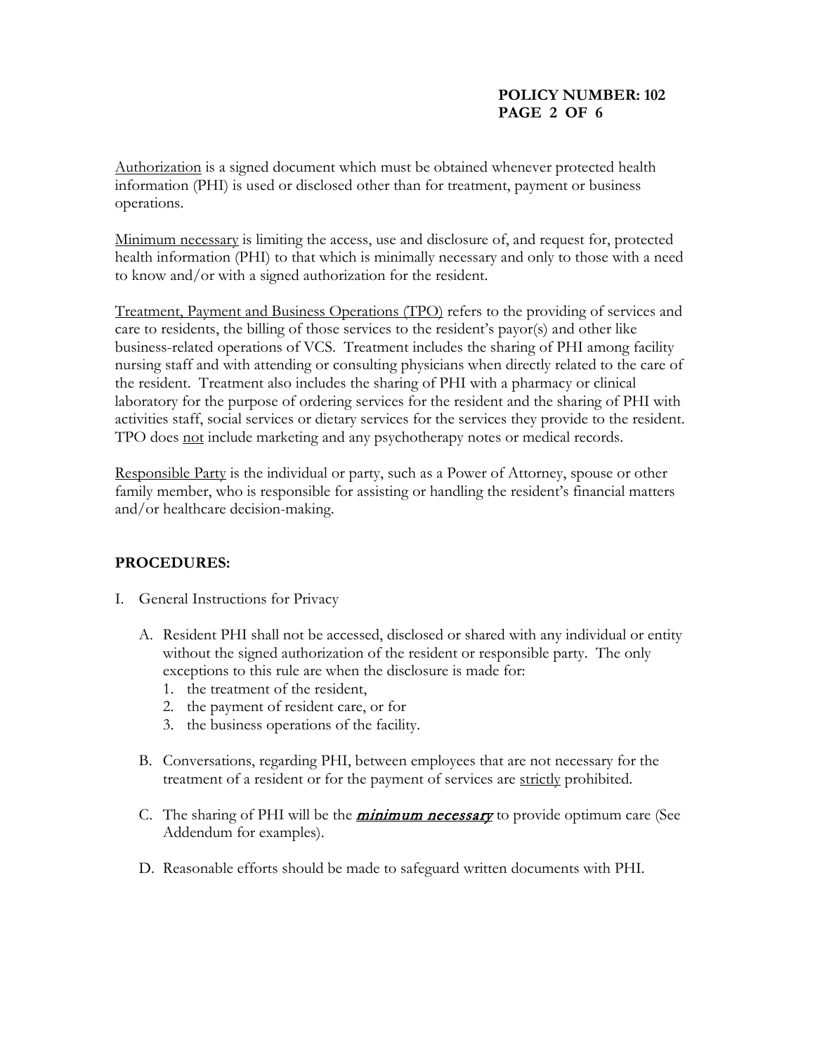Authorization is a signed document which must be obtained whenever protected health information (PHI) is used or disclosed other than for treatment, payment or business operations.

Minimum necessary is limiting the access, use and disclosure of, and request for, protected health information (PHI) to that which is minimally necessary and only to those with a need to know and/or with a signed authorization for the resident.

Treatment, Payment and Business Operations (TPO) refers to the providing of services and care to residents, the billing of those services to the resident's payor(s) and other like business-related operations of VCS. Treatment includes the sharing of PHI among facility nursing staff and with attending or consulting physicians when directly related to the care of the resident. Treatment also includes the sharing of PHI with a pharmacy or clinical laboratory for the purpose of ordering services for the resident and the sharing of PHI with activities staff, social services or dietary services for the services they provide to the resident. TPO does not include marketing and any psychotherapy notes or medical records.

Responsible Party is the individual or party, such as a Power of Attorney, spouse or other family member, who is responsible for assisting or handling the resident's financial matters and/or healthcare decision-making.

## PROCEDURES:

I. General Instructions for Privacy

   A. Resident PHI shall not be accessed, disclosed or shared with any individual or entity without the signed authorization of the resident or responsible party. The only exceptions to this rule are when the disclosure is made for:
      1. the treatment of the resident,
      2. the payment of resident care, or for
      3. the business operations of the facility.

   B. Conversations, regarding PHI, between employees that are not necessary for the treatment of a resident or for the payment of services are strictly prohibited.

   C. The sharing of PHI will be the ***minimum necessary*** to provide optimum care (See Addendum for examples).

   D. Reasonable efforts should be made to safeguard written documents with PHI.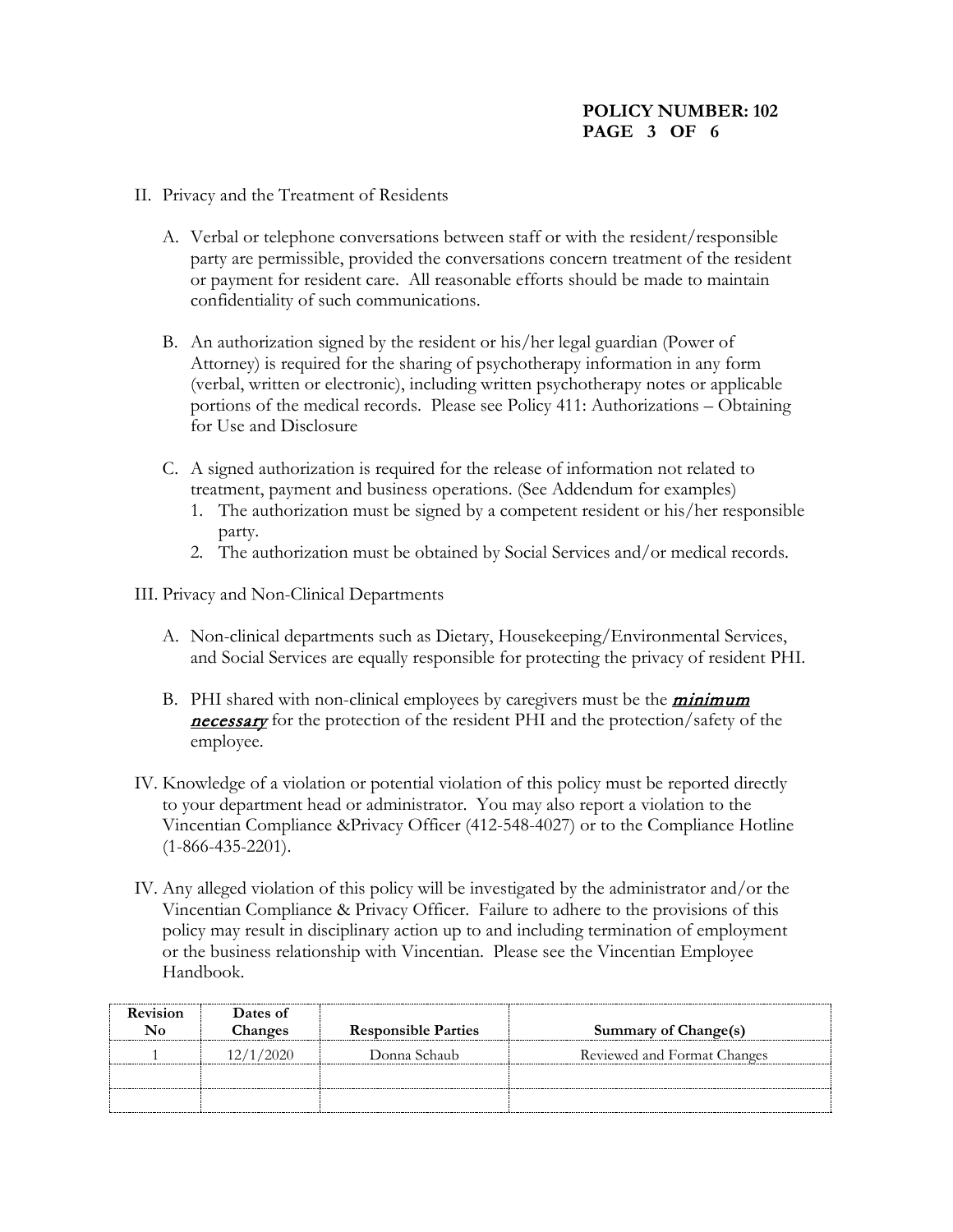II. Privacy and the Treatment of Residents

   A. Verbal or telephone conversations between staff or with the resident/responsible party are permissible, provided the conversations concern treatment of the resident or payment for resident care. All reasonable efforts should be made to maintain confidentiality of such communications.

   B. An authorization signed by the resident or his/her legal guardian (Power of Attorney) is required for the sharing of psychotherapy information in any form (verbal, written or electronic), including written psychotherapy notes or applicable portions of the medical records. Please see Policy 411: Authorizations – Obtaining for Use and Disclosure

   C. A signed authorization is required for the release of information not related to treatment, payment and business operations. (See Addendum for examples)
      1. The authorization must be signed by a competent resident or his/her responsible party.
      2. The authorization must be obtained by Social Services and/or medical records.

III. Privacy and Non-Clinical Departments

   A. Non-clinical departments such as Dietary, Housekeeping/Environmental Services, and Social Services are equally responsible for protecting the privacy of resident PHI.

   B. PHI shared with non-clinical employees by caregivers must be the ***minimum necessary*** for the protection of the resident PHI and the protection/safety of the employee.

IV. Knowledge of a violation or potential violation of this policy must be reported directly to your department head or administrator. You may also report a violation to the Vincentian Compliance &Privacy Officer (412-548-4027) or to the Compliance Hotline (1-866-435-2201).

IV. Any alleged violation of this policy will be investigated by the administrator and/or the Vincentian Compliance & Privacy Officer. Failure to adhere to the provisions of this policy may result in disciplinary action up to and including termination of employment or the business relationship with Vincentian. Please see the Vincentian Employee Handbook.

| Revision No | Dates of Changes | Responsible Parties | Summary of Change(s) |
|---|---|---|---|
| 1 | 12/1/2020 | Donna Schaub | Reviewed and Format Changes |
| | | | |
| | | | |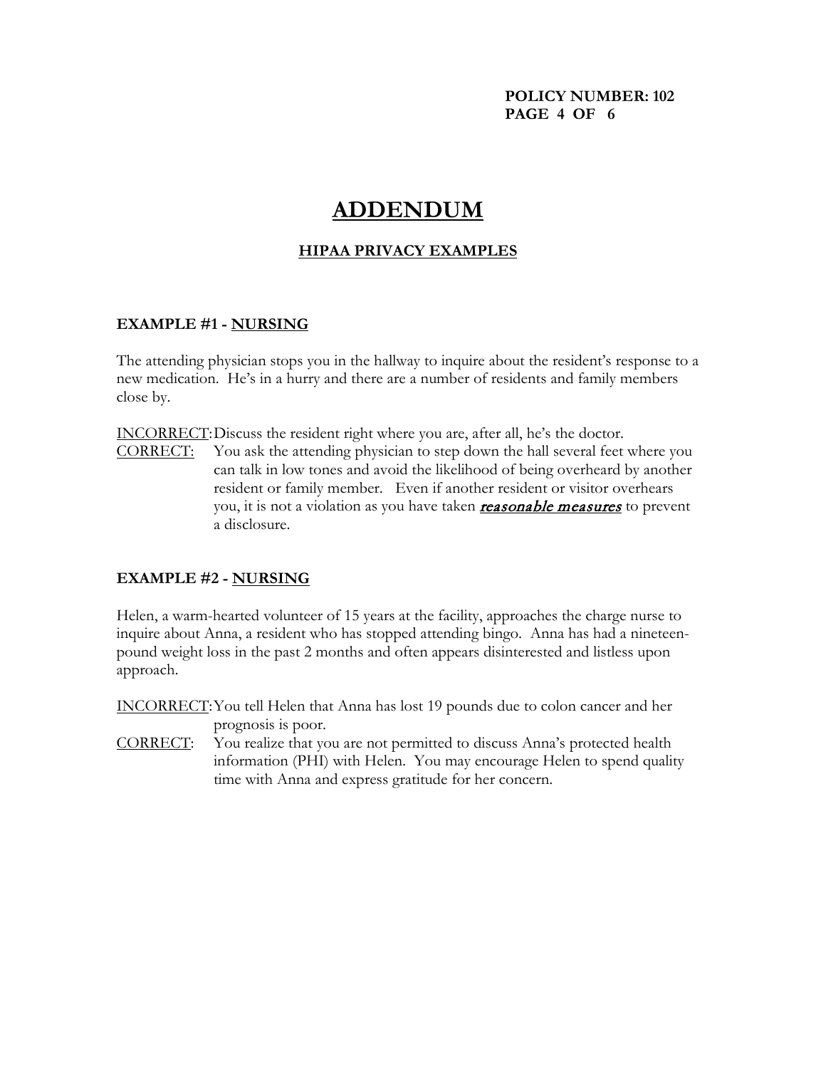# ADDENDUM

## HIPAA PRIVACY EXAMPLES

### EXAMPLE #1 - NURSING

The attending physician stops you in the hallway to inquire about the resident's response to a new medication. He's in a hurry and there are a number of residents and family members close by.

INCORRECT: Discuss the resident right where you are, after all, he's the doctor.

CORRECT: You ask the attending physician to step down the hall several feet where you can talk in low tones and avoid the likelihood of being overheard by another resident or family member. Even if another resident or visitor overhears you, it is not a violation as you have taken ***reasonable measures*** to prevent a disclosure.

### EXAMPLE #2 - NURSING

Helen, a warm-hearted volunteer of 15 years at the facility, approaches the charge nurse to inquire about Anna, a resident who has stopped attending bingo. Anna has had a nineteen-pound weight loss in the past 2 months and often appears disinterested and listless upon approach.

INCORRECT: You tell Helen that Anna has lost 19 pounds due to colon cancer and her prognosis is poor.

CORRECT: You realize that you are not permitted to discuss Anna's protected health information (PHI) with Helen. You may encourage Helen to spend quality time with Anna and express gratitude for her concern.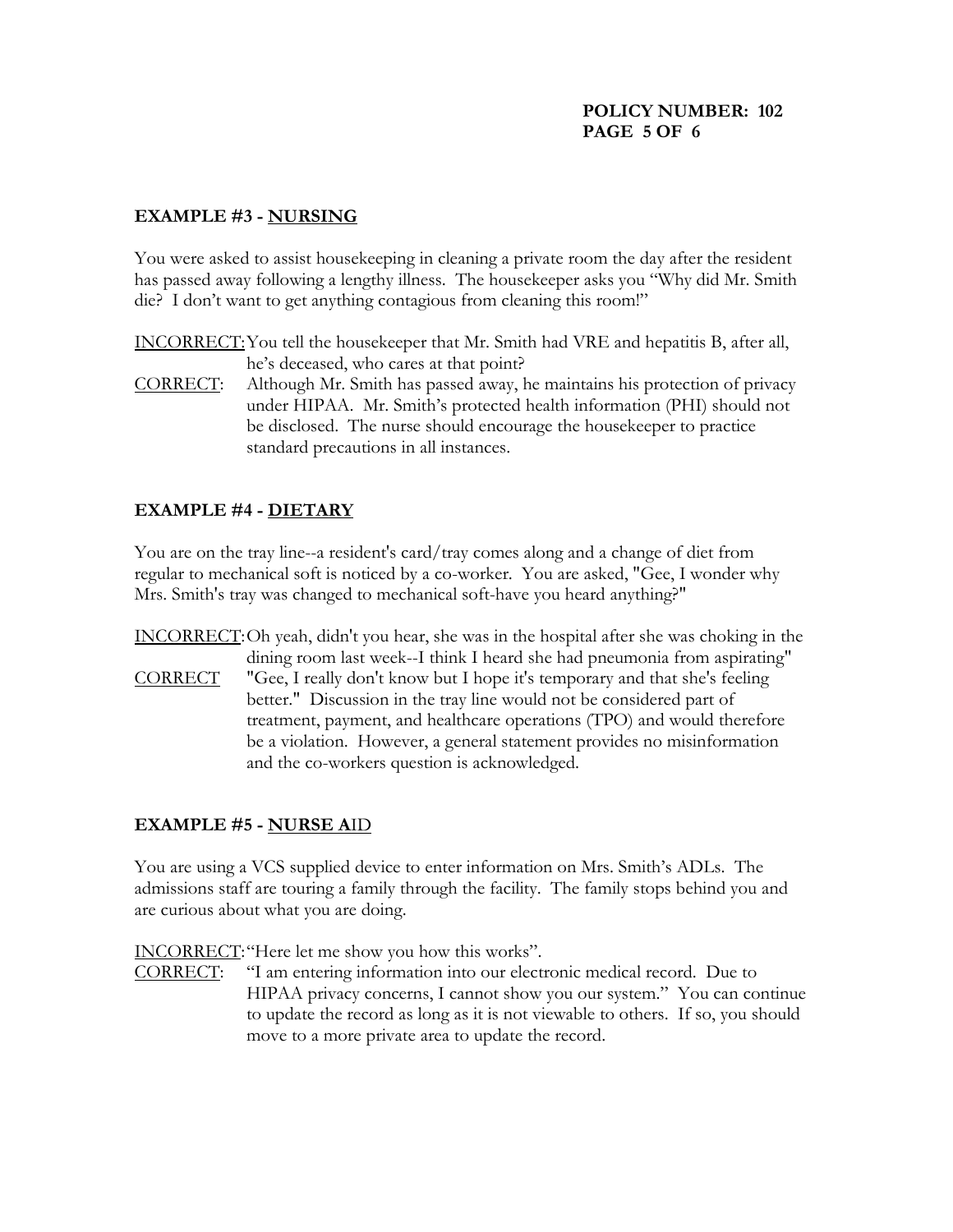**EXAMPLE #3 - NURSING**

You were asked to assist housekeeping in cleaning a private room the day after the resident has passed away following a lengthy illness. The housekeeper asks you "Why did Mr. Smith die? I don't want to get anything contagious from cleaning this room!"

INCORRECT: You tell the housekeeper that Mr. Smith had VRE and hepatitis B, after all, he's deceased, who cares at that point?

CORRECT: Although Mr. Smith has passed away, he maintains his protection of privacy under HIPAA. Mr. Smith's protected health information (PHI) should not be disclosed. The nurse should encourage the housekeeper to practice standard precautions in all instances.

**EXAMPLE #4 - DIETARY**

You are on the tray line--a resident's card/tray comes along and a change of diet from regular to mechanical soft is noticed by a co-worker. You are asked, "Gee, I wonder why Mrs. Smith's tray was changed to mechanical soft-have you heard anything?"

INCORRECT: Oh yeah, didn't you hear, she was in the hospital after she was choking in the dining room last week--I think I heard she had pneumonia from aspirating"

CORRECT "Gee, I really don't know but I hope it's temporary and that she's feeling better." Discussion in the tray line would not be considered part of treatment, payment, and healthcare operations (TPO) and would therefore be a violation. However, a general statement provides no misinformation and the co-workers question is acknowledged.

**EXAMPLE #5 - NURSE AID**

You are using a VCS supplied device to enter information on Mrs. Smith's ADLs. The admissions staff are touring a family through the facility. The family stops behind you and are curious about what you are doing.

INCORRECT: "Here let me show you how this works".

CORRECT: "I am entering information into our electronic medical record. Due to HIPAA privacy concerns, I cannot show you our system." You can continue to update the record as long as it is not viewable to others. If so, you should move to a more private area to update the record.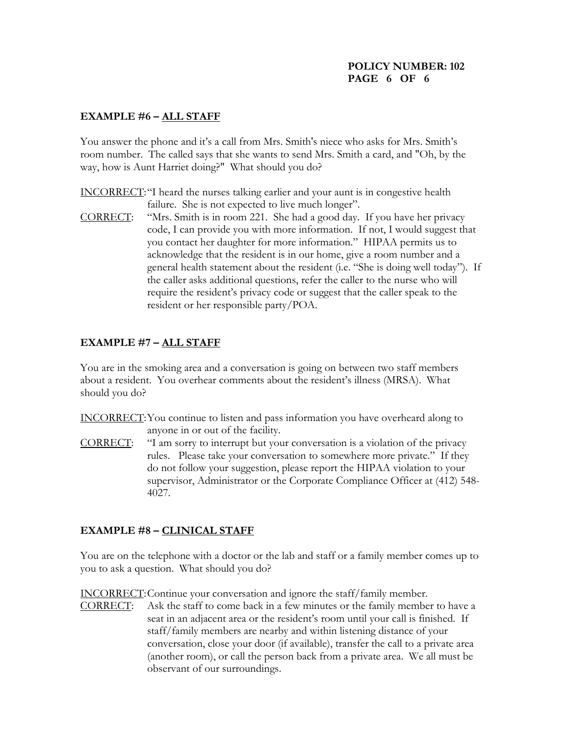**POLICY NUMBER: 102**
**PAGE 6 OF 6**

## EXAMPLE #6 – ALL STAFF

You answer the phone and it's a call from Mrs. Smith's niece who asks for Mrs. Smith's room number. The called says that she wants to send Mrs. Smith a card, and "Oh, by the way, how is Aunt Harriet doing?" What should you do?

INCORRECT: "I heard the nurses talking earlier and your aunt is in congestive health failure. She is not expected to live much longer".

CORRECT: "Mrs. Smith is in room 221. She had a good day. If you have her privacy code, I can provide you with more information. If not, I would suggest that you contact her daughter for more information." HIPAA permits us to acknowledge that the resident is in our home, give a room number and a general health statement about the resident (i.e. "She is doing well today"). If the caller asks additional questions, refer the caller to the nurse who will require the resident's privacy code or suggest that the caller speak to the resident or her responsible party/POA.

## EXAMPLE #7 – ALL STAFF

You are in the smoking area and a conversation is going on between two staff members about a resident. You overhear comments about the resident's illness (MRSA). What should you do?

INCORRECT: You continue to listen and pass information you have overheard along to anyone in or out of the facility.

CORRECT: "I am sorry to interrupt but your conversation is a violation of the privacy rules. Please take your conversation to somewhere more private." If they do not follow your suggestion, please report the HIPAA violation to your supervisor, Administrator or the Corporate Compliance Officer at (412) 548-4027.

## EXAMPLE #8 – CLINICAL STAFF

You are on the telephone with a doctor or the lab and staff or a family member comes up to you to ask a question. What should you do?

INCORRECT: Continue your conversation and ignore the staff/family member.

CORRECT: Ask the staff to come back in a few minutes or the family member to have a seat in an adjacent area or the resident's room until your call is finished. If staff/family members are nearby and within listening distance of your conversation, close your door (if available), transfer the call to a private area (another room), or call the person back from a private area. We all must be observant of our surroundings.